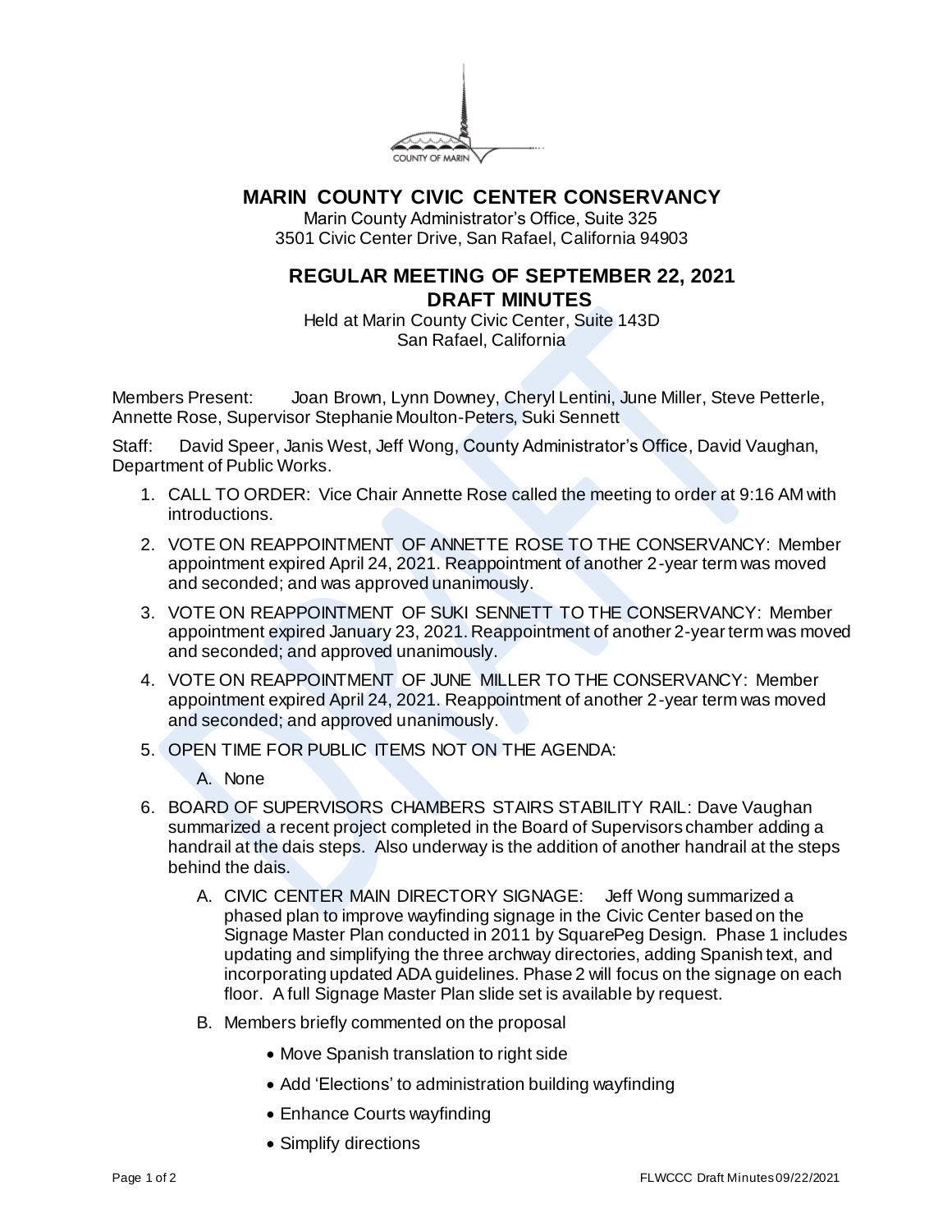COUNTY OF MARIN

# MARIN COUNTY CIVIC CENTER CONSERVANCY

Marin County Administrator's Office, Suite 325
3501 Civic Center Drive, San Rafael, California 94903

## REGULAR MEETING OF SEPTEMBER 22, 2021
## DRAFT MINUTES

Held at Marin County Civic Center, Suite 143D
San Rafael, California

Members Present: Joan Brown, Lynn Downey, Cheryl Lentini, June Miller, Steve Petterle, Annette Rose, Supervisor Stephanie Moulton-Peters, Suki Sennett

Staff: David Speer, Janis West, Jeff Wong, County Administrator's Office, David Vaughan, Department of Public Works.

1. CALL TO ORDER: Vice Chair Annette Rose called the meeting to order at 9:16 AM with introductions.
2. VOTE ON REAPPOINTMENT OF ANNETTE ROSE TO THE CONSERVANCY: Member appointment expired April 24, 2021. Reappointment of another 2-year term was moved and seconded; and was approved unanimously.
3. VOTE ON REAPPOINTMENT OF SUKI SENNETT TO THE CONSERVANCY: Member appointment expired January 23, 2021. Reappointment of another 2-year term was moved and seconded; and approved unanimously.
4. VOTE ON REAPPOINTMENT OF JUNE MILLER TO THE CONSERVANCY: Member appointment expired April 24, 2021. Reappointment of another 2-year term was moved and seconded; and approved unanimously.
5. OPEN TIME FOR PUBLIC ITEMS NOT ON THE AGENDA:
   A. None
6. BOARD OF SUPERVISORS CHAMBERS STAIRS STABILITY RAIL: Dave Vaughan summarized a recent project completed in the Board of Supervisors chamber adding a handrail at the dais steps. Also underway is the addition of another handrail at the steps behind the dais.
   A. CIVIC CENTER MAIN DIRECTORY SIGNAGE: Jeff Wong summarized a phased plan to improve wayfinding signage in the Civic Center based on the Signage Master Plan conducted in 2011 by SquarePeg Design. Phase 1 includes updating and simplifying the three archway directories, adding Spanish text, and incorporating updated ADA guidelines. Phase 2 will focus on the signage on each floor. A full Signage Master Plan slide set is available by request.
   B. Members briefly commented on the proposal
      - Move Spanish translation to right side
      - Add 'Elections' to administration building wayfinding
      - Enhance Courts wayfinding
      - Simplify directions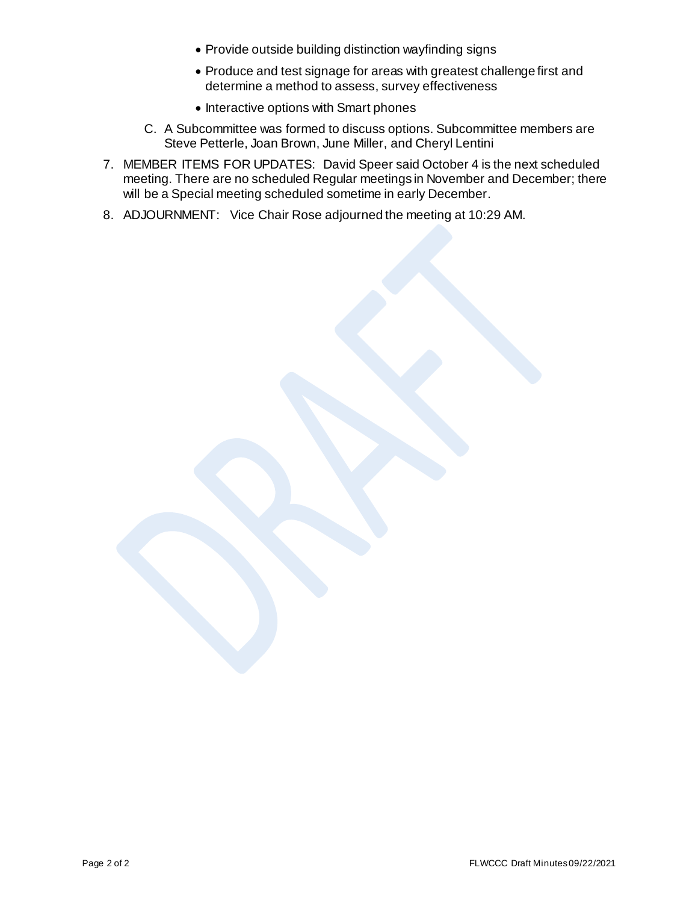- Provide outside building distinction wayfinding signs
- Produce and test signage for areas with greatest challenge first and determine a method to assess, survey effectiveness
- Interactive options with Smart phones

C. A Subcommittee was formed to discuss options. Subcommittee members are Steve Petterle, Joan Brown, June Miller, and Cheryl Lentini

7. MEMBER ITEMS FOR UPDATES: David Speer said October 4 is the next scheduled meeting. There are no scheduled Regular meetings in November and December; there will be a Special meeting scheduled sometime in early December.
8. ADJOURNMENT: Vice Chair Rose adjourned the meeting at 10:29 AM.